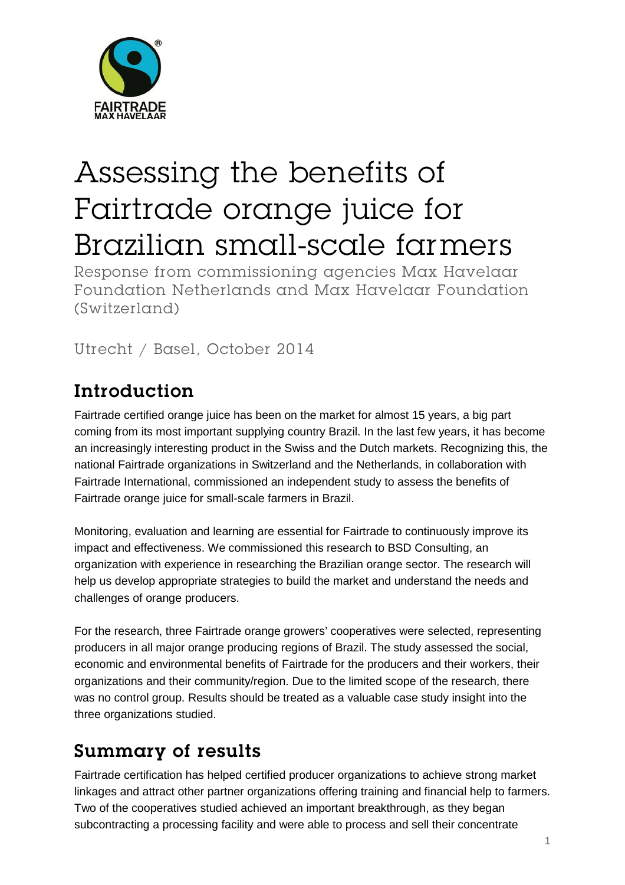FAIRTRADE
MAX HAVELAAR

# Assessing the benefits of Fairtrade orange juice for Brazilian small-scale farmers

Response from commissioning agencies Max Havelaar Foundation Netherlands and Max Havelaar Foundation (Switzerland)

Utrecht / Basel, October 2014

## Introduction

Fairtrade certified orange juice has been on the market for almost 15 years, a big part coming from its most important supplying country Brazil. In the last few years, it has become an increasingly interesting product in the Swiss and the Dutch markets. Recognizing this, the national Fairtrade organizations in Switzerland and the Netherlands, in collaboration with Fairtrade International, commissioned an independent study to assess the benefits of Fairtrade orange juice for small-scale farmers in Brazil.

Monitoring, evaluation and learning are essential for Fairtrade to continuously improve its impact and effectiveness. We commissioned this research to BSD Consulting, an organization with experience in researching the Brazilian orange sector. The research will help us develop appropriate strategies to build the market and understand the needs and challenges of orange producers.

For the research, three Fairtrade orange growers' cooperatives were selected, representing producers in all major orange producing regions of Brazil. The study assessed the social, economic and environmental benefits of Fairtrade for the producers and their workers, their organizations and their community/region. Due to the limited scope of the research, there was no control group. Results should be treated as a valuable case study insight into the three organizations studied.

## Summary of results

Fairtrade certification has helped certified producer organizations to achieve strong market linkages and attract other partner organizations offering training and financial help to farmers. Two of the cooperatives studied achieved an important breakthrough, as they began subcontracting a processing facility and were able to process and sell their concentrate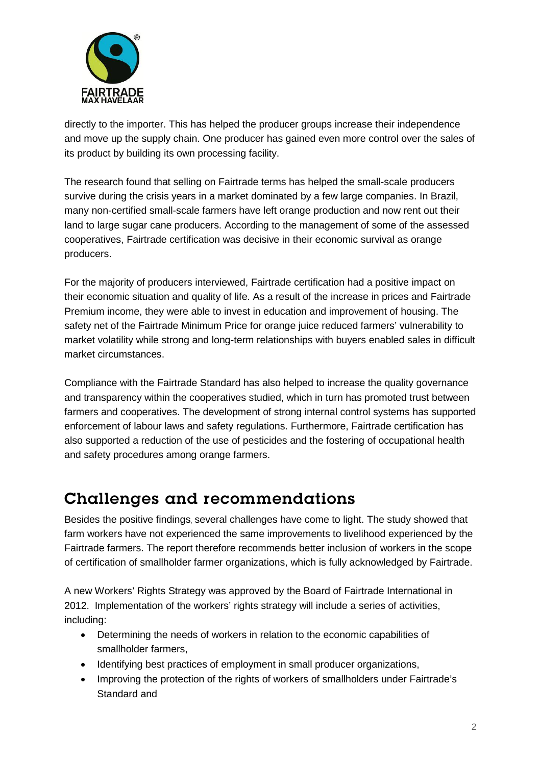directly to the importer. This has helped the producer groups increase their independence and move up the supply chain. One producer has gained even more control over the sales of its product by building its own processing facility.

The research found that selling on Fairtrade terms has helped the small-scale producers survive during the crisis years in a market dominated by a few large companies. In Brazil, many non-certified small-scale farmers have left orange production and now rent out their land to large sugar cane producers. According to the management of some of the assessed cooperatives, Fairtrade certification was decisive in their economic survival as orange producers.

For the majority of producers interviewed, Fairtrade certification had a positive impact on their economic situation and quality of life. As a result of the increase in prices and Fairtrade Premium income, they were able to invest in education and improvement of housing. The safety net of the Fairtrade Minimum Price for orange juice reduced farmers' vulnerability to market volatility while strong and long-term relationships with buyers enabled sales in difficult market circumstances.

Compliance with the Fairtrade Standard has also helped to increase the quality governance and transparency within the cooperatives studied, which in turn has promoted trust between farmers and cooperatives. The development of strong internal control systems has supported enforcement of labour laws and safety regulations. Furthermore, Fairtrade certification has also supported a reduction of the use of pesticides and the fostering of occupational health and safety procedures among orange farmers.

## Challenges and recommendations

Besides the positive findings, several challenges have come to light. The study showed that farm workers have not experienced the same improvements to livelihood experienced by the Fairtrade farmers. The report therefore recommends better inclusion of workers in the scope of certification of smallholder farmer organizations, which is fully acknowledged by Fairtrade.

A new Workers' Rights Strategy was approved by the Board of Fairtrade International in 2012. Implementation of the workers' rights strategy will include a series of activities, including:

- Determining the needs of workers in relation to the economic capabilities of smallholder farmers,
- Identifying best practices of employment in small producer organizations,
- Improving the protection of the rights of workers of smallholders under Fairtrade's Standard and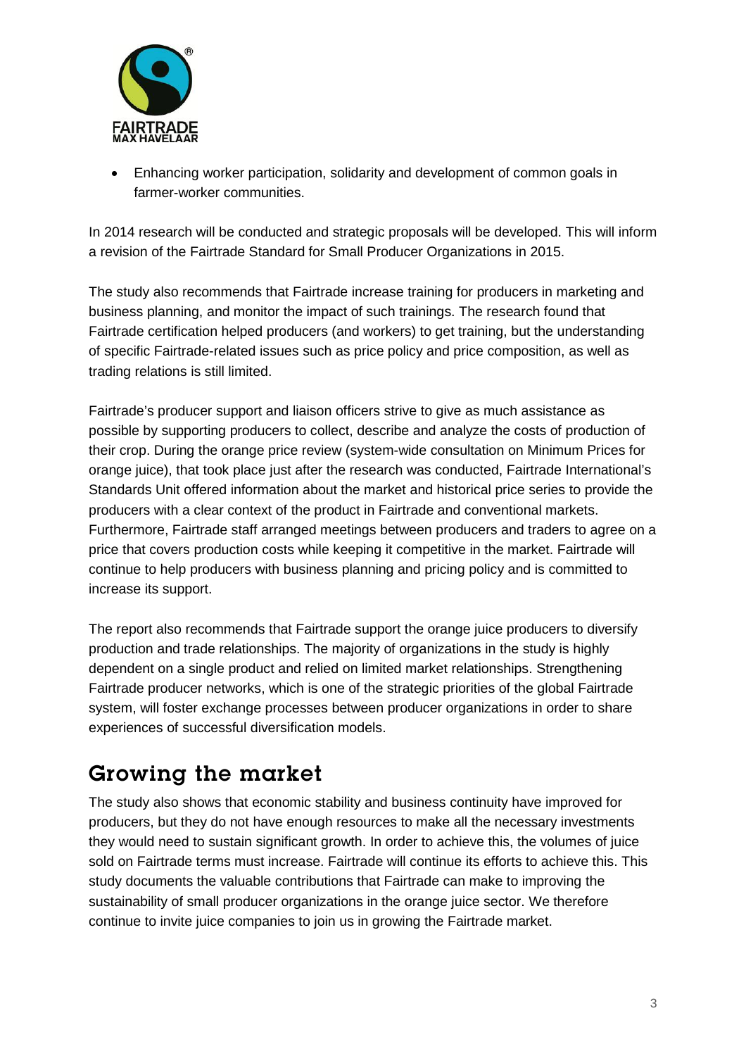- Enhancing worker participation, solidarity and development of common goals in farmer-worker communities.

In 2014 research will be conducted and strategic proposals will be developed. This will inform a revision of the Fairtrade Standard for Small Producer Organizations in 2015.

The study also recommends that Fairtrade increase training for producers in marketing and business planning, and monitor the impact of such trainings. The research found that Fairtrade certification helped producers (and workers) to get training, but the understanding of specific Fairtrade-related issues such as price policy and price composition, as well as trading relations is still limited.

Fairtrade's producer support and liaison officers strive to give as much assistance as possible by supporting producers to collect, describe and analyze the costs of production of their crop. During the orange price review (system-wide consultation on Minimum Prices for orange juice), that took place just after the research was conducted, Fairtrade International's Standards Unit offered information about the market and historical price series to provide the producers with a clear context of the product in Fairtrade and conventional markets. Furthermore, Fairtrade staff arranged meetings between producers and traders to agree on a price that covers production costs while keeping it competitive in the market. Fairtrade will continue to help producers with business planning and pricing policy and is committed to increase its support.

The report also recommends that Fairtrade support the orange juice producers to diversify production and trade relationships. The majority of organizations in the study is highly dependent on a single product and relied on limited market relationships. Strengthening Fairtrade producer networks, which is one of the strategic priorities of the global Fairtrade system, will foster exchange processes between producer organizations in order to share experiences of successful diversification models.

## Growing the market

The study also shows that economic stability and business continuity have improved for producers, but they do not have enough resources to make all the necessary investments they would need to sustain significant growth. In order to achieve this, the volumes of juice sold on Fairtrade terms must increase. Fairtrade will continue its efforts to achieve this. This study documents the valuable contributions that Fairtrade can make to improving the sustainability of small producer organizations in the orange juice sector. We therefore continue to invite juice companies to join us in growing the Fairtrade market.